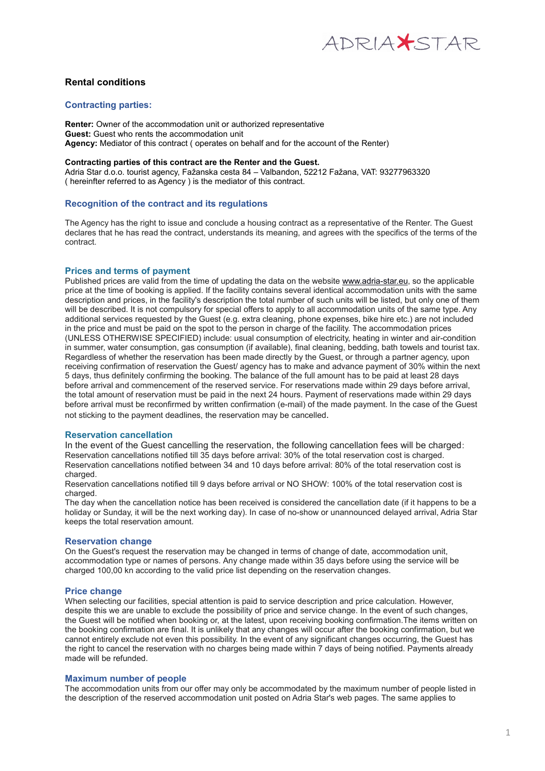# Rental conditions

## Contracting parties:

**Renter:** Owner of the accommodation unit or authorized representative
**Guest:** Guest who rents the accommodation unit
**Agency:** Mediator of this contract ( operates on behalf and for the account of the Renter)

**Contracting parties of this contract are the Renter and the Guest.**
Adria Star d.o.o. tourist agency, Fažanska cesta 84 – Valbandon, 52212 Fažana, VAT: 93277963320 ( hereinfter referred to as Agency ) is the mediator of this contract.

## Recognition of the contract and its regulations

The Agency has the right to issue and conclude a housing contract as a representative of the Renter. The Guest declares that he has read the contract, understands its meaning, and agrees with the specifics of the terms of the contract.

## Prices and terms of payment

Published prices are valid from the time of updating the data on the website www.adria-star.eu, so the applicable price at the time of booking is applied. If the facility contains several identical accommodation units with the same description and prices, in the facility's description the total number of such units will be listed, but only one of them will be described. It is not compulsory for special offers to apply to all accommodation units of the same type. Any additional services requested by the Guest (e.g. extra cleaning, phone expenses, bike hire etc.) are not included in the price and must be paid on the spot to the person in charge of the facility. The accommodation prices (UNLESS OTHERWISE SPECIFIED) include: usual consumption of electricity, heating in winter and air-condition in summer, water consumption, gas consumption (if available), final cleaning, bedding, bath towels and tourist tax. Regardless of whether the reservation has been made directly by the Guest, or through a partner agency, upon receiving confirmation of reservation the Guest/ agency has to make and advance payment of 30% within the next 5 days, thus definitely confirming the booking. The balance of the full amount has to be paid at least 28 days before arrival and commencement of the reserved service. For reservations made within 29 days before arrival, the total amount of reservation must be paid in the next 24 hours. Payment of reservations made within 29 days before arrival must be reconfirmed by written confirmation (e-mail) of the made payment. In the case of the Guest not sticking to the payment deadlines, the reservation may be cancelled.

## Reservation cancellation

In the event of the Guest cancelling the reservation, the following cancellation fees will be charged:
Reservation cancellations notified till 35 days before arrival: 30% of the total reservation cost is charged.
Reservation cancellations notified between 34 and 10 days before arrival: 80% of the total reservation cost is charged.
Reservation cancellations notified till 9 days before arrival or NO SHOW: 100% of the total reservation cost is charged.
The day when the cancellation notice has been received is considered the cancellation date (if it happens to be a holiday or Sunday, it will be the next working day). In case of no-show or unannounced delayed arrival, Adria Star keeps the total reservation amount.

## Reservation change

On the Guest's request the reservation may be changed in terms of change of date, accommodation unit, accommodation type or names of persons. Any change made within 35 days before using the service will be charged 100,00 kn according to the valid price list depending on the reservation changes.

## Price change

When selecting our facilities, special attention is paid to service description and price calculation. However, despite this we are unable to exclude the possibility of price and service change. In the event of such changes, the Guest will be notified when booking or, at the latest, upon receiving booking confirmation.The items written on the booking confirmation are final. It is unlikely that any changes will occur after the booking confirmation, but we cannot entirely exclude not even this possibility. In the event of any significant changes occurring, the Guest has the right to cancel the reservation with no charges being made within 7 days of being notified. Payments already made will be refunded.

## Maximum number of people

The accommodation units from our offer may only be accommodated by the maximum number of people listed in the description of the reserved accommodation unit posted on Adria Star's web pages. The same applies to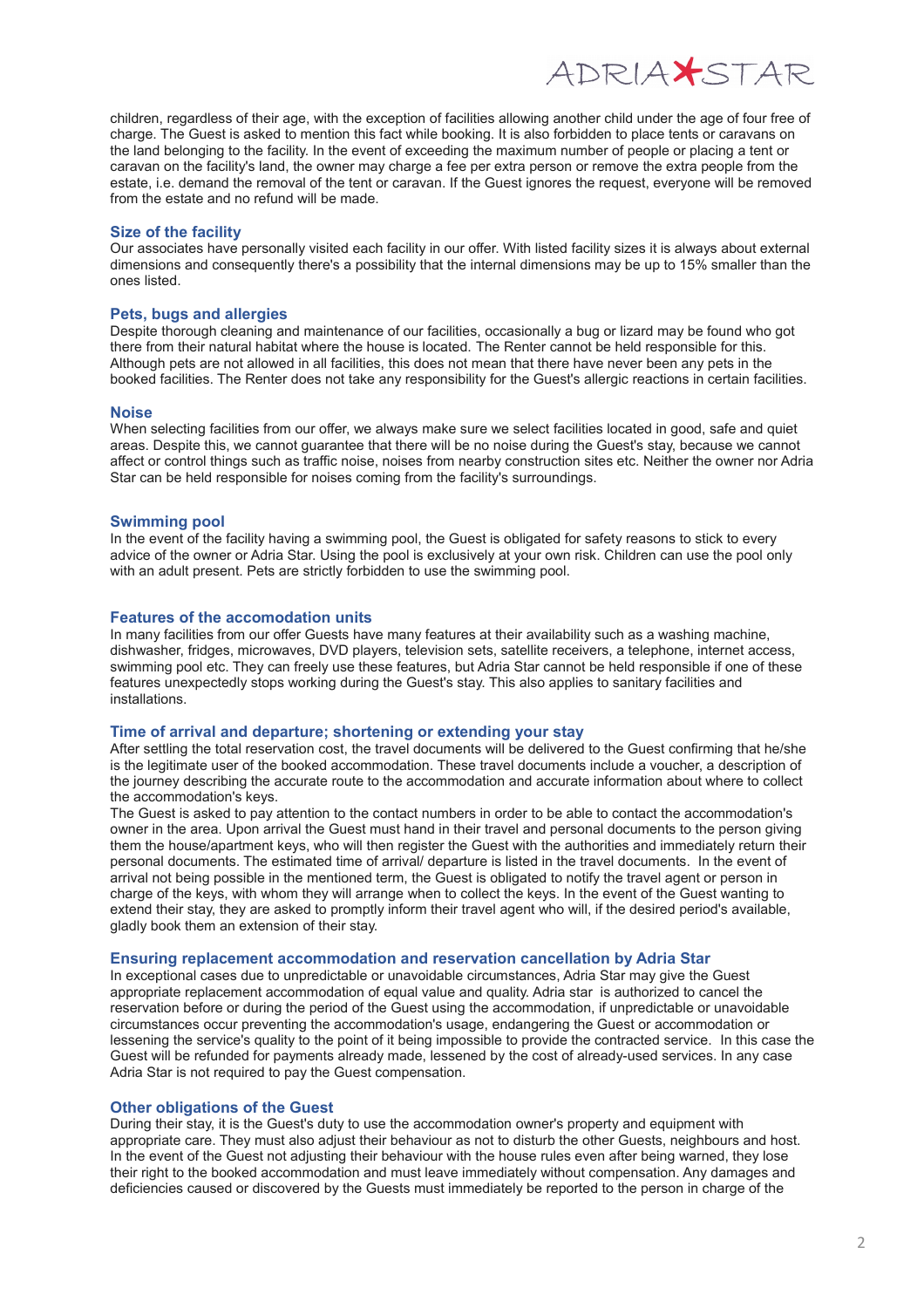children, regardless of their age, with the exception of facilities allowing another child under the age of four free of charge. The Guest is asked to mention this fact while booking. It is also forbidden to place tents or caravans on the land belonging to the facility. In the event of exceeding the maximum number of people or placing a tent or caravan on the facility's land, the owner may charge a fee per extra person or remove the extra people from the estate, i.e. demand the removal of the tent or caravan. If the Guest ignores the request, everyone will be removed from the estate and no refund will be made.

### Size of the facility

Our associates have personally visited each facility in our offer. With listed facility sizes it is always about external dimensions and consequently there's a possibility that the internal dimensions may be up to 15% smaller than the ones listed.

### Pets, bugs and allergies

Despite thorough cleaning and maintenance of our facilities, occasionally a bug or lizard may be found who got there from their natural habitat where the house is located. The Renter cannot be held responsible for this. Although pets are not allowed in all facilities, this does not mean that there have never been any pets in the booked facilities. The Renter does not take any responsibility for the Guest's allergic reactions in certain facilities.

### Noise

When selecting facilities from our offer, we always make sure we select facilities located in good, safe and quiet areas. Despite this, we cannot guarantee that there will be no noise during the Guest's stay, because we cannot affect or control things such as traffic noise, noises from nearby construction sites etc. Neither the owner nor Adria Star can be held responsible for noises coming from the facility's surroundings.

### Swimming pool

In the event of the facility having a swimming pool, the Guest is obligated for safety reasons to stick to every advice of the owner or Adria Star. Using the pool is exclusively at your own risk. Children can use the pool only with an adult present. Pets are strictly forbidden to use the swimming pool.

### Features of the accomodation units

In many facilities from our offer Guests have many features at their availability such as a washing machine, dishwasher, fridges, microwaves, DVD players, television sets, satellite receivers, a telephone, internet access, swimming pool etc. They can freely use these features, but Adria Star cannot be held responsible if one of these features unexpectedly stops working during the Guest's stay. This also applies to sanitary facilities and installations.

### Time of arrival and departure; shortening or extending your stay

After settling the total reservation cost, the travel documents will be delivered to the Guest confirming that he/she is the legitimate user of the booked accommodation. These travel documents include a voucher, a description of the journey describing the accurate route to the accommodation and accurate information about where to collect the accommodation's keys.

The Guest is asked to pay attention to the contact numbers in order to be able to contact the accommodation's owner in the area. Upon arrival the Guest must hand in their travel and personal documents to the person giving them the house/apartment keys, who will then register the Guest with the authorities and immediately return their personal documents. The estimated time of arrival/ departure is listed in the travel documents. In the event of arrival not being possible in the mentioned term, the Guest is obligated to notify the travel agent or person in charge of the keys, with whom they will arrange when to collect the keys. In the event of the Guest wanting to extend their stay, they are asked to promptly inform their travel agent who will, if the desired period's available, gladly book them an extension of their stay.

### Ensuring replacement accommodation and reservation cancellation by Adria Star

In exceptional cases due to unpredictable or unavoidable circumstances, Adria Star may give the Guest appropriate replacement accommodation of equal value and quality. Adria star is authorized to cancel the reservation before or during the period of the Guest using the accommodation, if unpredictable or unavoidable circumstances occur preventing the accommodation's usage, endangering the Guest or accommodation or lessening the service's quality to the point of it being impossible to provide the contracted service. In this case the Guest will be refunded for payments already made, lessened by the cost of already-used services. In any case Adria Star is not required to pay the Guest compensation.

### Other obligations of the Guest

During their stay, it is the Guest's duty to use the accommodation owner's property and equipment with appropriate care. They must also adjust their behaviour as not to disturb the other Guests, neighbours and host. In the event of the Guest not adjusting their behaviour with the house rules even after being warned, they lose their right to the booked accommodation and must leave immediately without compensation. Any damages and deficiencies caused or discovered by the Guests must immediately be reported to the person in charge of the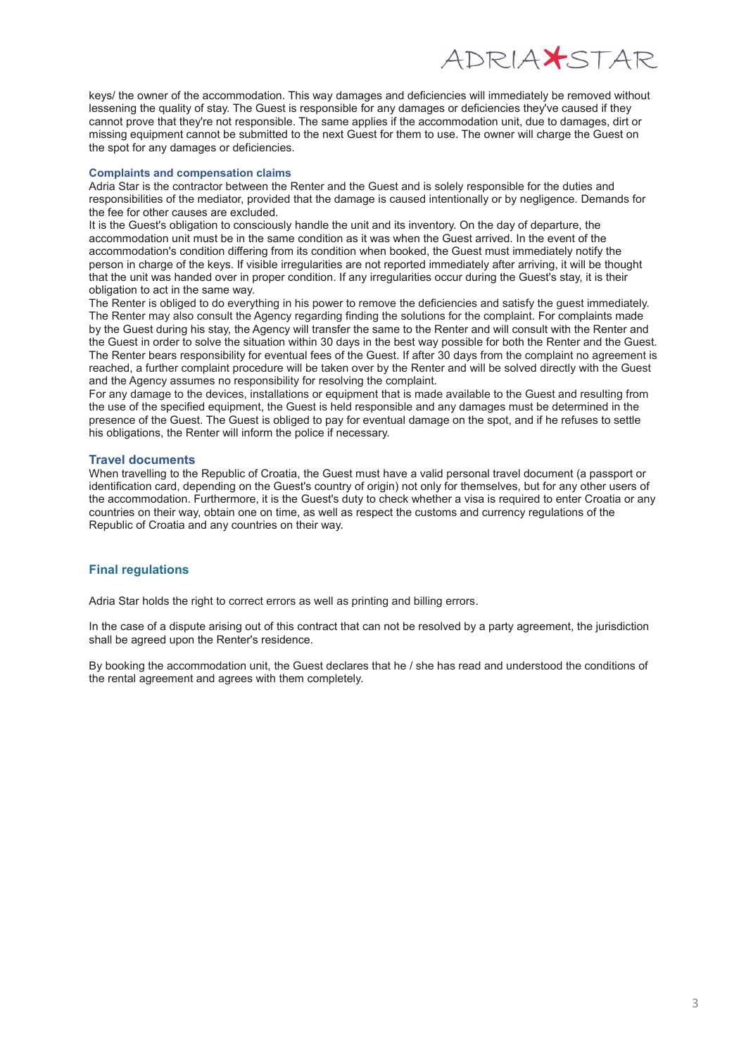keys/ the owner of the accommodation. This way damages and deficiencies will immediately be removed without lessening the quality of stay. The Guest is responsible for any damages or deficiencies they've caused if they cannot prove that they're not responsible. The same applies if the accommodation unit, due to damages, dirt or missing equipment cannot be submitted to the next Guest for them to use. The owner will charge the Guest on the spot for any damages or deficiencies.

### Complaints and compensation claims

Adria Star is the contractor between the Renter and the Guest and is solely responsible for the duties and responsibilities of the mediator, provided that the damage is caused intentionally or by negligence. Demands for the fee for other causes are excluded.

It is the Guest's obligation to consciously handle the unit and its inventory. On the day of departure, the accommodation unit must be in the same condition as it was when the Guest arrived. In the event of the accommodation's condition differing from its condition when booked, the Guest must immediately notify the person in charge of the keys. If visible irregularities are not reported immediately after arriving, it will be thought that the unit was handed over in proper condition. If any irregularities occur during the Guest's stay, it is their obligation to act in the same way.

The Renter is obliged to do everything in his power to remove the deficiencies and satisfy the guest immediately. The Renter may also consult the Agency regarding finding the solutions for the complaint. For complaints made by the Guest during his stay, the Agency will transfer the same to the Renter and will consult with the Renter and the Guest in order to solve the situation within 30 days in the best way possible for both the Renter and the Guest. The Renter bears responsibility for eventual fees of the Guest. If after 30 days from the complaint no agreement is reached, a further complaint procedure will be taken over by the Renter and will be solved directly with the Guest and the Agency assumes no responsibility for resolving the complaint.

For any damage to the devices, installations or equipment that is made available to the Guest and resulting from the use of the specified equipment, the Guest is held responsible and any damages must be determined in the presence of the Guest. The Guest is obliged to pay for eventual damage on the spot, and if he refuses to settle his obligations, the Renter will inform the police if necessary.

### Travel documents

When travelling to the Republic of Croatia, the Guest must have a valid personal travel document (a passport or identification card, depending on the Guest's country of origin) not only for themselves, but for any other users of the accommodation. Furthermore, it is the Guest's duty to check whether a visa is required to enter Croatia or any countries on their way, obtain one on time, as well as respect the customs and currency regulations of the Republic of Croatia and any countries on their way.

### Final regulations

Adria Star holds the right to correct errors as well as printing and billing errors.

In the case of a dispute arising out of this contract that can not be resolved by a party agreement, the jurisdiction shall be agreed upon the Renter's residence.

By booking the accommodation unit, the Guest declares that he / she has read and understood the conditions of the rental agreement and agrees with them completely.